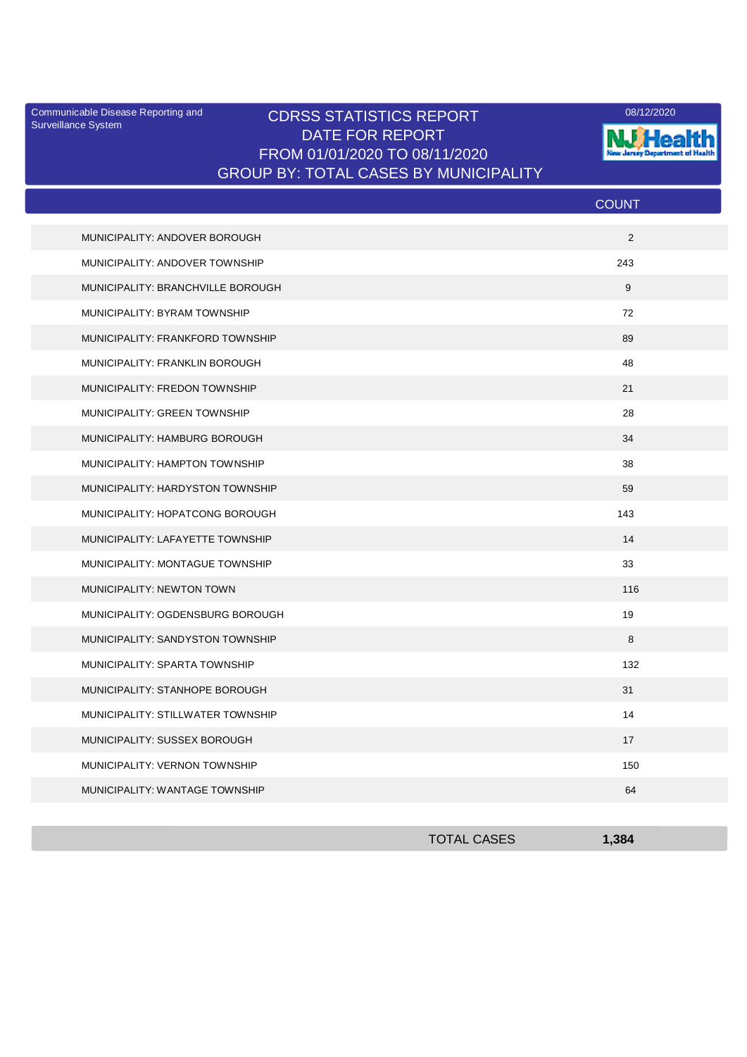Communicable Disease Reporting and Surveillance System

08/12/2020

# CDRSS STATISTICS REPORT
## DATE FOR REPORT
## FROM 01/01/2020 TO 08/11/2020
## GROUP BY: TOTAL CASES BY MUNICIPALITY

| | COUNT |
|---|---|
| MUNICIPALITY: ANDOVER BOROUGH | 2 |
| MUNICIPALITY: ANDOVER TOWNSHIP | 243 |
| MUNICIPALITY: BRANCHVILLE BOROUGH | 9 |
| MUNICIPALITY: BYRAM TOWNSHIP | 72 |
| MUNICIPALITY: FRANKFORD TOWNSHIP | 89 |
| MUNICIPALITY: FRANKLIN BOROUGH | 48 |
| MUNICIPALITY: FREDON TOWNSHIP | 21 |
| MUNICIPALITY: GREEN TOWNSHIP | 28 |
| MUNICIPALITY: HAMBURG BOROUGH | 34 |
| MUNICIPALITY: HAMPTON TOWNSHIP | 38 |
| MUNICIPALITY: HARDYSTON TOWNSHIP | 59 |
| MUNICIPALITY: HOPATCONG BOROUGH | 143 |
| MUNICIPALITY: LAFAYETTE TOWNSHIP | 14 |
| MUNICIPALITY: MONTAGUE TOWNSHIP | 33 |
| MUNICIPALITY: NEWTON TOWN | 116 |
| MUNICIPALITY: OGDENSBURG BOROUGH | 19 |
| MUNICIPALITY: SANDYSTON TOWNSHIP | 8 |
| MUNICIPALITY: SPARTA TOWNSHIP | 132 |
| MUNICIPALITY: STANHOPE BOROUGH | 31 |
| MUNICIPALITY: STILLWATER TOWNSHIP | 14 |
| MUNICIPALITY: SUSSEX BOROUGH | 17 |
| MUNICIPALITY: VERNON TOWNSHIP | 150 |
| MUNICIPALITY: WANTAGE TOWNSHIP | 64 |
| TOTAL CASES | **1,384** |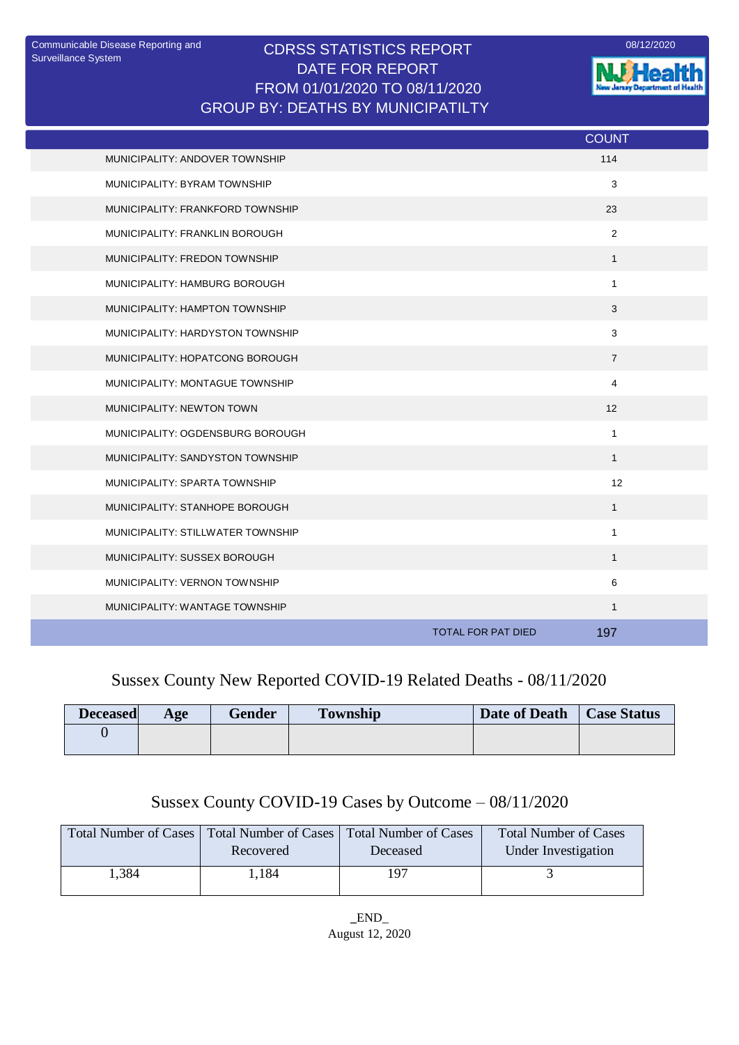Communicable Disease Reporting and Surveillance System

# CDRSS STATISTICS REPORT
## DATE FOR REPORT
## FROM 01/01/2020 TO 08/11/2020
## GROUP BY: DEATHS BY MUNICIPATILTY

08/12/2020

NJ Health New Jersey Department of Health

| | COUNT |
|---|---|
| MUNICIPALITY: ANDOVER TOWNSHIP | 114 |
| MUNICIPALITY: BYRAM TOWNSHIP | 3 |
| MUNICIPALITY: FRANKFORD TOWNSHIP | 23 |
| MUNICIPALITY: FRANKLIN BOROUGH | 2 |
| MUNICIPALITY: FREDON TOWNSHIP | 1 |
| MUNICIPALITY: HAMBURG BOROUGH | 1 |
| MUNICIPALITY: HAMPTON TOWNSHIP | 3 |
| MUNICIPALITY: HARDYSTON TOWNSHIP | 3 |
| MUNICIPALITY: HOPATCONG BOROUGH | 7 |
| MUNICIPALITY: MONTAGUE TOWNSHIP | 4 |
| MUNICIPALITY: NEWTON TOWN | 12 |
| MUNICIPALITY: OGDENSBURG BOROUGH | 1 |
| MUNICIPALITY: SANDYSTON TOWNSHIP | 1 |
| MUNICIPALITY: SPARTA TOWNSHIP | 12 |
| MUNICIPALITY: STANHOPE BOROUGH | 1 |
| MUNICIPALITY: STILLWATER TOWNSHIP | 1 |
| MUNICIPALITY: SUSSEX BOROUGH | 1 |
| MUNICIPALITY: VERNON TOWNSHIP | 6 |
| MUNICIPALITY: WANTAGE TOWNSHIP | 1 |
| TOTAL FOR PAT DIED | 197 |

## Sussex County New Reported COVID-19 Related Deaths - 08/11/2020

| Deceased | Age | Gender | Township | Date of Death | Case Status |
|---|---|---|---|---|---|
| 0 | | | | | |

## Sussex County COVID-19 Cases by Outcome – 08/11/2020

| Total Number of Cases | Total Number of Cases Recovered | Total Number of Cases Deceased | Total Number of Cases Under Investigation |
|---|---|---|---|
| 1,384 | 1,184 | 197 | 3 |

_END_
August 12, 2020